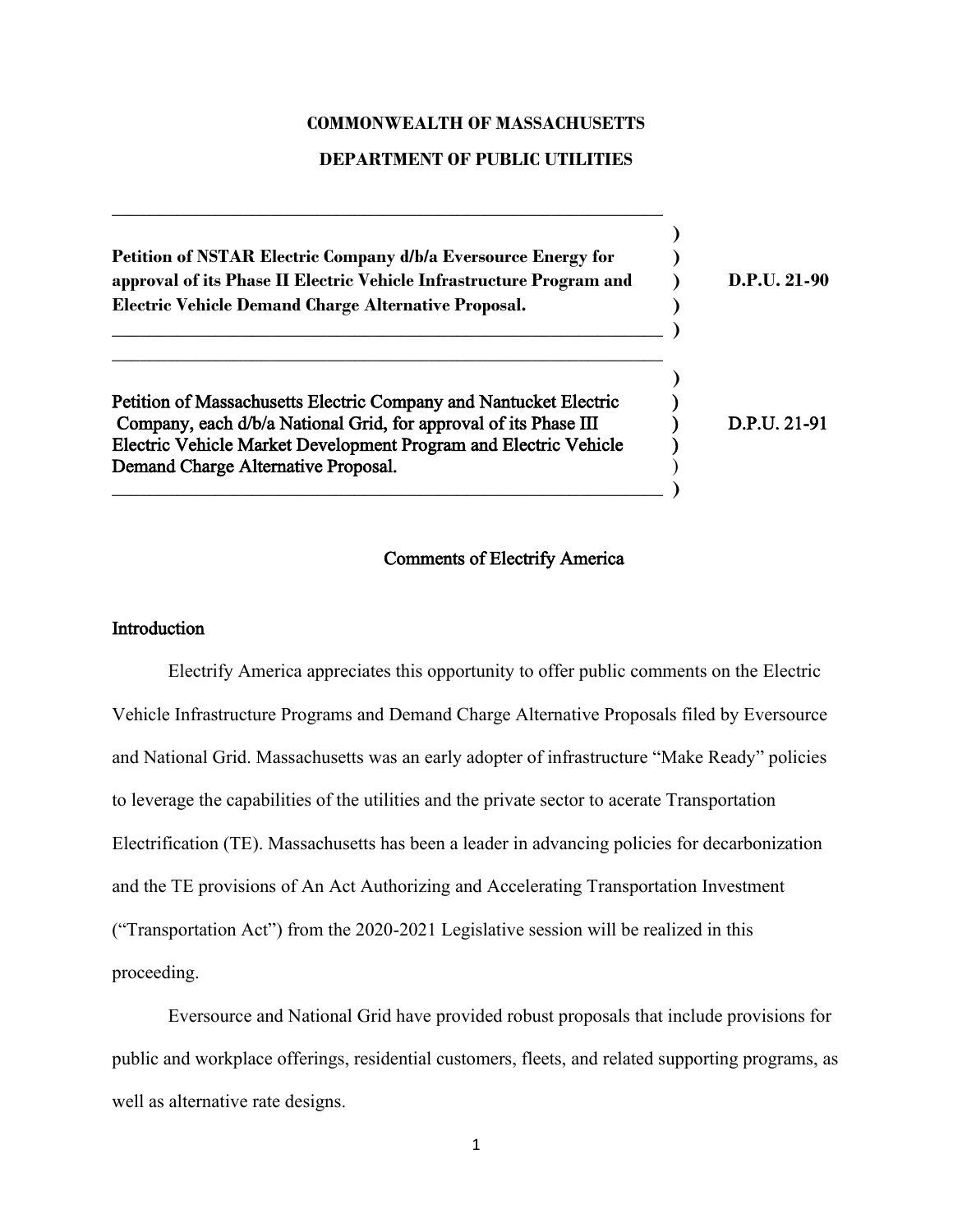**COMMONWEALTH OF MASSACHUSETTS**

**DEPARTMENT OF PUBLIC UTILITIES**

| | |
|---|---|
| **Petition of NSTAR Electric Company d/b/a Eversource Energy for approval of its Phase II Electric Vehicle Infrastructure Program and Electric Vehicle Demand Charge Alternative Proposal.** | **D.P.U. 21-90** |
| **Petition of Massachusetts Electric Company and Nantucket Electric Company, each d/b/a National Grid, for approval of its Phase III Electric Vehicle Market Development Program and Electric Vehicle Demand Charge Alternative Proposal.** | **D.P.U. 21-91** |

## Comments of Electrify America

### Introduction

Electrify America appreciates this opportunity to offer public comments on the Electric Vehicle Infrastructure Programs and Demand Charge Alternative Proposals filed by Eversource and National Grid. Massachusetts was an early adopter of infrastructure "Make Ready" policies to leverage the capabilities of the utilities and the private sector to acerate Transportation Electrification (TE). Massachusetts has been a leader in advancing policies for decarbonization and the TE provisions of An Act Authorizing and Accelerating Transportation Investment ("Transportation Act") from the 2020-2021 Legislative session will be realized in this proceeding.

Eversource and National Grid have provided robust proposals that include provisions for public and workplace offerings, residential customers, fleets, and related supporting programs, as well as alternative rate designs.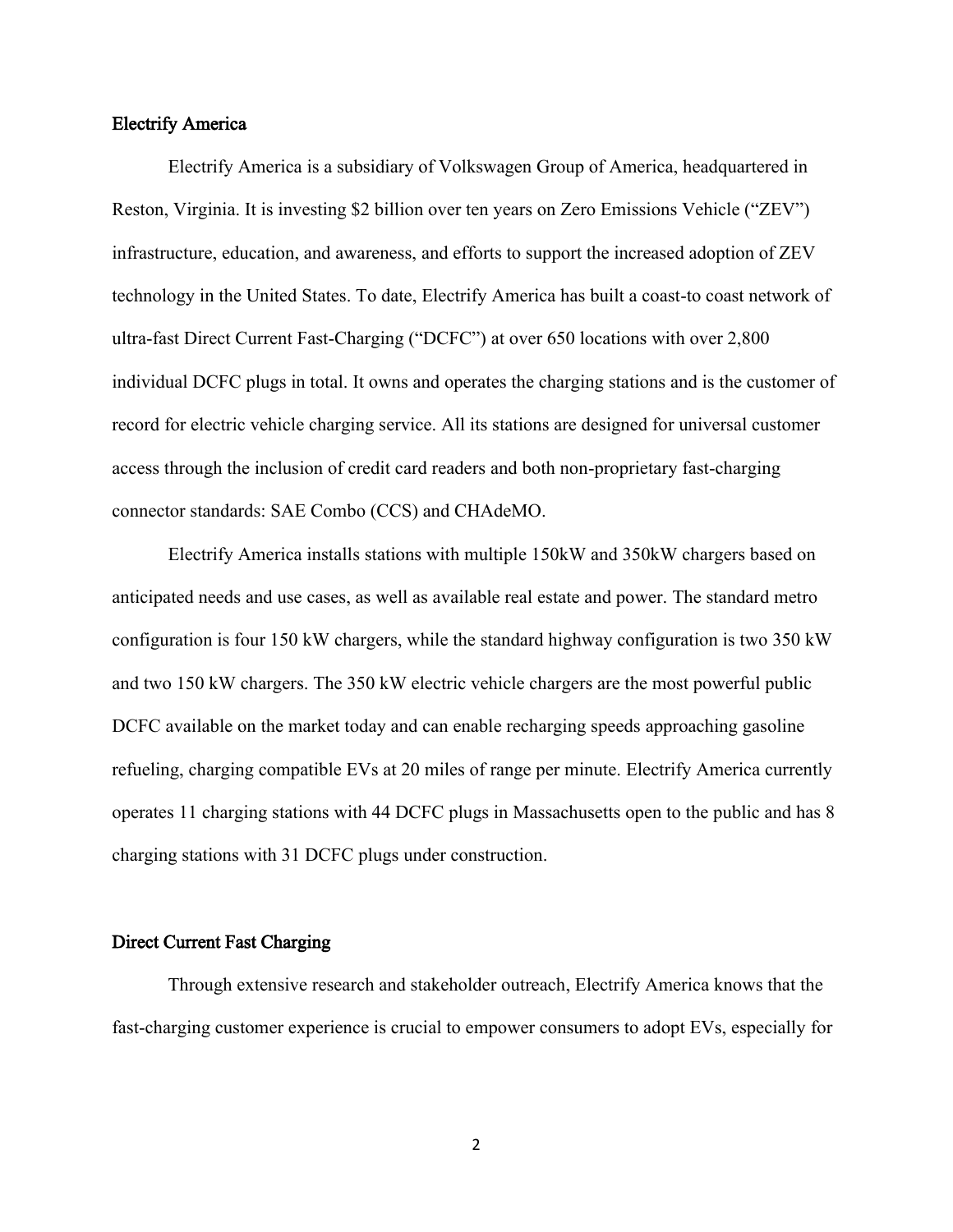## Electrify America

Electrify America is a subsidiary of Volkswagen Group of America, headquartered in Reston, Virginia. It is investing $2 billion over ten years on Zero Emissions Vehicle ("ZEV") infrastructure, education, and awareness, and efforts to support the increased adoption of ZEV technology in the United States. To date, Electrify America has built a coast-to coast network of ultra-fast Direct Current Fast-Charging ("DCFC") at over 650 locations with over 2,800 individual DCFC plugs in total. It owns and operates the charging stations and is the customer of record for electric vehicle charging service. All its stations are designed for universal customer access through the inclusion of credit card readers and both non-proprietary fast-charging connector standards: SAE Combo (CCS) and CHAdeMO.

Electrify America installs stations with multiple 150kW and 350kW chargers based on anticipated needs and use cases, as well as available real estate and power. The standard metro configuration is four 150 kW chargers, while the standard highway configuration is two 350 kW and two 150 kW chargers. The 350 kW electric vehicle chargers are the most powerful public DCFC available on the market today and can enable recharging speeds approaching gasoline refueling, charging compatible EVs at 20 miles of range per minute. Electrify America currently operates 11 charging stations with 44 DCFC plugs in Massachusetts open to the public and has 8 charging stations with 31 DCFC plugs under construction.

## Direct Current Fast Charging

Through extensive research and stakeholder outreach, Electrify America knows that the fast-charging customer experience is crucial to empower consumers to adopt EVs, especially for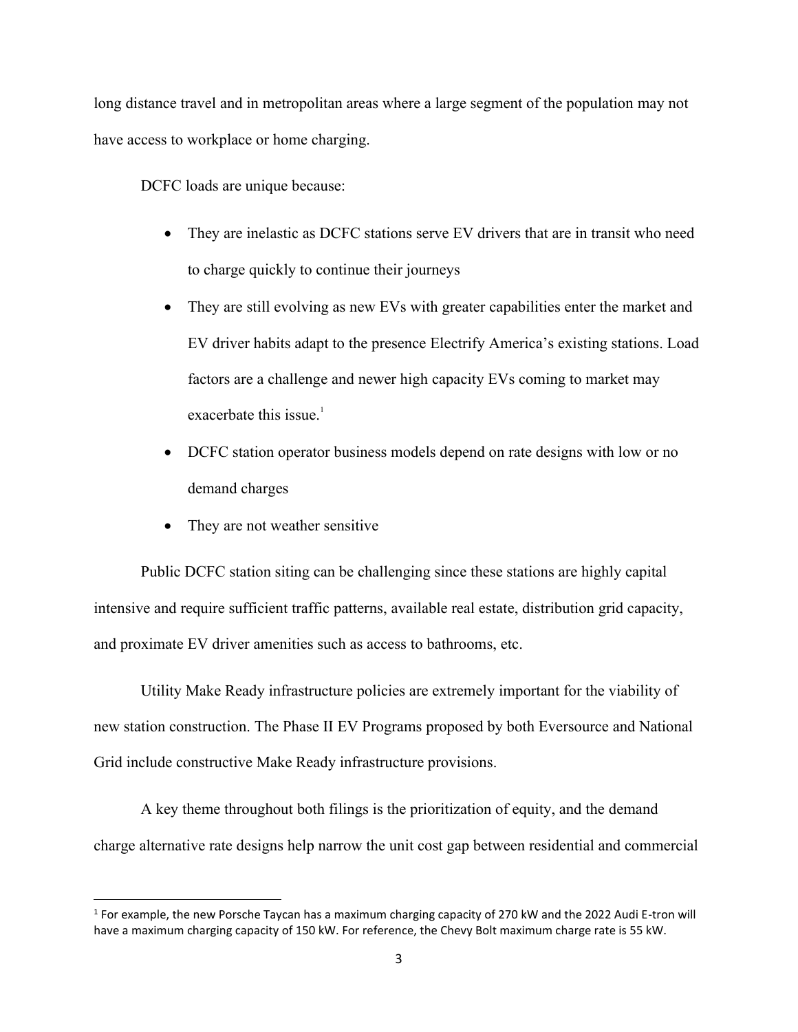long distance travel and in metropolitan areas where a large segment of the population may not have access to workplace or home charging.

DCFC loads are unique because:

- They are inelastic as DCFC stations serve EV drivers that are in transit who need to charge quickly to continue their journeys
- They are still evolving as new EVs with greater capabilities enter the market and EV driver habits adapt to the presence Electrify America's existing stations. Load factors are a challenge and newer high capacity EVs coming to market may exacerbate this issue.[1]
- DCFC station operator business models depend on rate designs with low or no demand charges
- They are not weather sensitive

Public DCFC station siting can be challenging since these stations are highly capital intensive and require sufficient traffic patterns, available real estate, distribution grid capacity, and proximate EV driver amenities such as access to bathrooms, etc.

Utility Make Ready infrastructure policies are extremely important for the viability of new station construction. The Phase II EV Programs proposed by both Eversource and National Grid include constructive Make Ready infrastructure provisions.

A key theme throughout both filings is the prioritization of equity, and the demand charge alternative rate designs help narrow the unit cost gap between residential and commercial

---

[1] For example, the new Porsche Taycan has a maximum charging capacity of 270 kW and the 2022 Audi E-tron will have a maximum charging capacity of 150 kW. For reference, the Chevy Bolt maximum charge rate is 55 kW.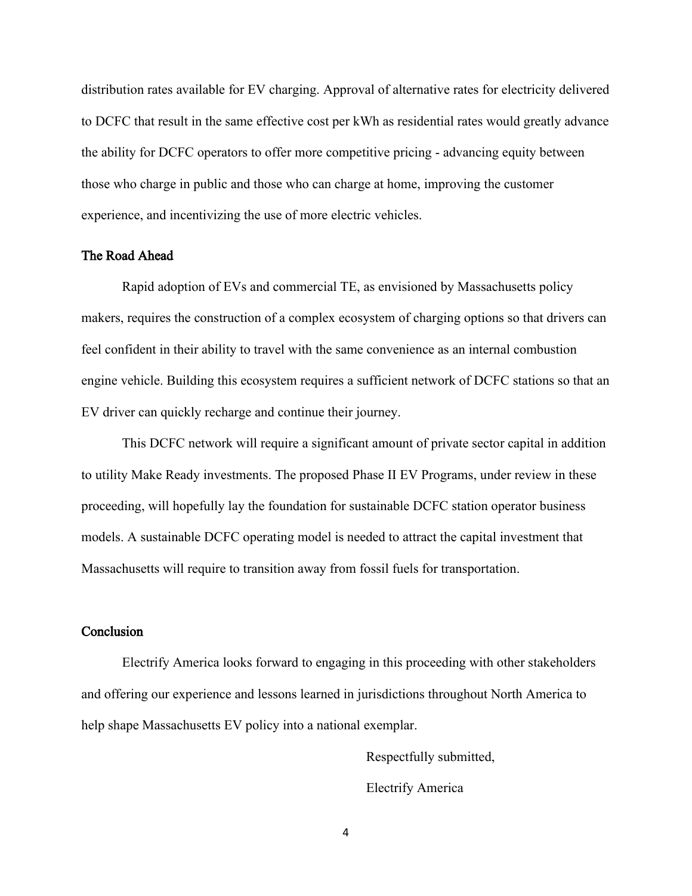distribution rates available for EV charging. Approval of alternative rates for electricity delivered to DCFC that result in the same effective cost per kWh as residential rates would greatly advance the ability for DCFC operators to offer more competitive pricing - advancing equity between those who charge in public and those who can charge at home, improving the customer experience, and incentivizing the use of more electric vehicles.

## The Road Ahead

Rapid adoption of EVs and commercial TE, as envisioned by Massachusetts policy makers, requires the construction of a complex ecosystem of charging options so that drivers can feel confident in their ability to travel with the same convenience as an internal combustion engine vehicle. Building this ecosystem requires a sufficient network of DCFC stations so that an EV driver can quickly recharge and continue their journey.

This DCFC network will require a significant amount of private sector capital in addition to utility Make Ready investments. The proposed Phase II EV Programs, under review in these proceeding, will hopefully lay the foundation for sustainable DCFC station operator business models. A sustainable DCFC operating model is needed to attract the capital investment that Massachusetts will require to transition away from fossil fuels for transportation.

## Conclusion

Electrify America looks forward to engaging in this proceeding with other stakeholders and offering our experience and lessons learned in jurisdictions throughout North America to help shape Massachusetts EV policy into a national exemplar.

Respectfully submitted,

Electrify America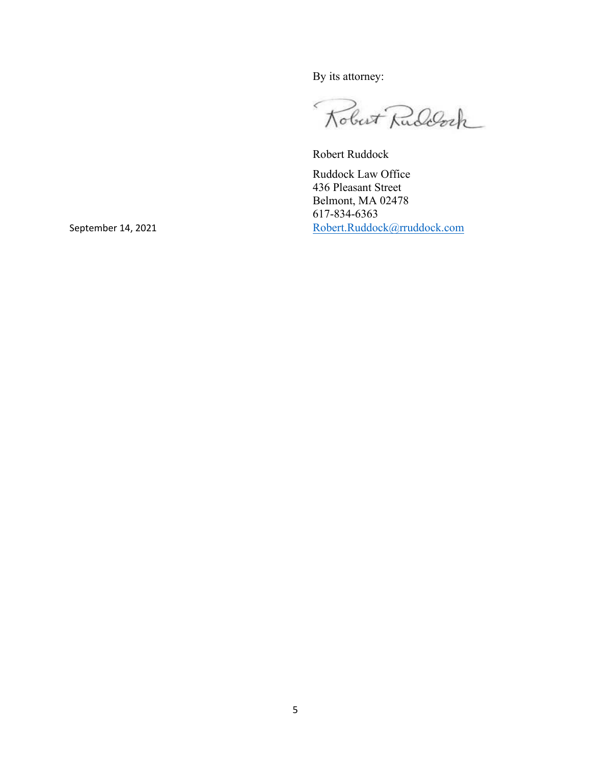By its attorney:

Robert Ruddock

Robert Ruddock

Ruddock Law Office
436 Pleasant Street
Belmont, MA 02478
617-834-6363
Robert.Ruddock@rruddock.com

September 14, 2021